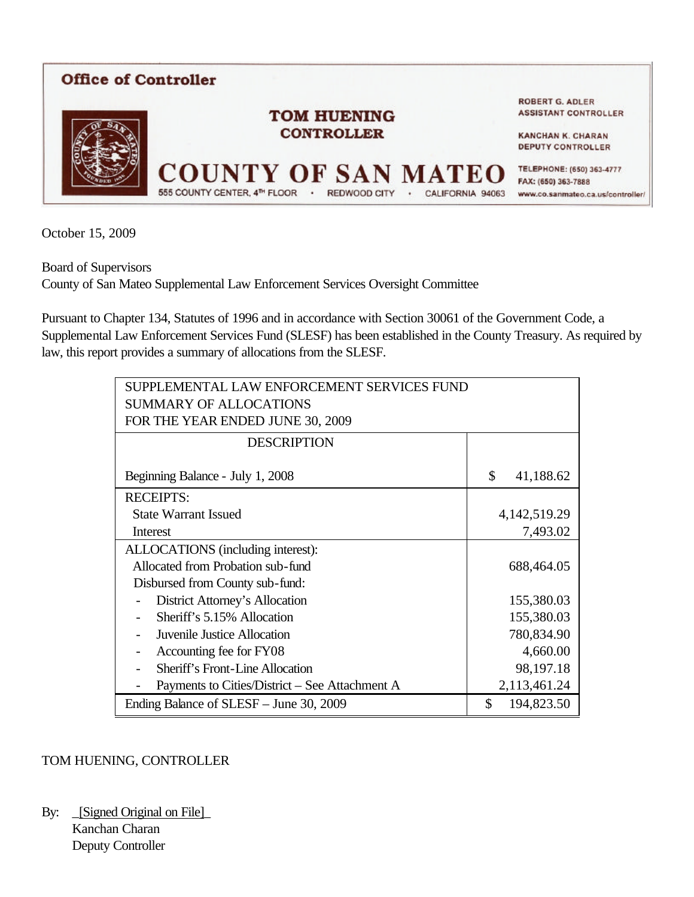# Office of Controller

**TOM HUENING**
**CONTROLLER**

**COUNTY OF SAN MATEO**
555 COUNTY CENTER, 4TH FLOOR · REDWOOD CITY · CALIFORNIA 94063

ROBERT G. ADLER
ASSISTANT CONTROLLER

KANCHAN K. CHARAN
DEPUTY CONTROLLER

TELEPHONE: (650) 363-4777
FAX: (650) 363-7888
www.co.sanmateo.ca.us/controller/

October 15, 2009

Board of Supervisors
County of San Mateo Supplemental Law Enforcement Services Oversight Committee

Pursuant to Chapter 134, Statutes of 1996 and in accordance with Section 30061 of the Government Code, a Supplemental Law Enforcement Services Fund (SLESF) has been established in the County Treasury. As required by law, this report provides a summary of allocations from the SLESF.

| SUPPLEMENTAL LAW ENFORCEMENT SERVICES FUND SUMMARY OF ALLOCATIONS FOR THE YEAR ENDED JUNE 30, 2009 | |
|---|---|
| DESCRIPTION | |
| Beginning Balance - July 1, 2008 | $ 41,188.62 |
| RECEIPTS: | |
| State Warrant Issued | 4,142,519.29 |
| Interest | 7,493.02 |
| ALLOCATIONS (including interest): | |
| Allocated from Probation sub-fund | 688,464.05 |
| Disbursed from County sub-fund: | |
| - District Attorney's Allocation | 155,380.03 |
| - Sheriff's 5.15% Allocation | 155,380.03 |
| - Juvenile Justice Allocation | 780,834.90 |
| - Accounting fee for FY08 | 4,660.00 |
| - Sheriff's Front-Line Allocation | 98,197.18 |
| - Payments to Cities/District – See Attachment A | 2,113,461.24 |
| Ending Balance of SLESF – June 30, 2009 | $ 194,823.50 |

TOM HUENING, CONTROLLER

By: _[Signed Original on File]_
Kanchan Charan
Deputy Controller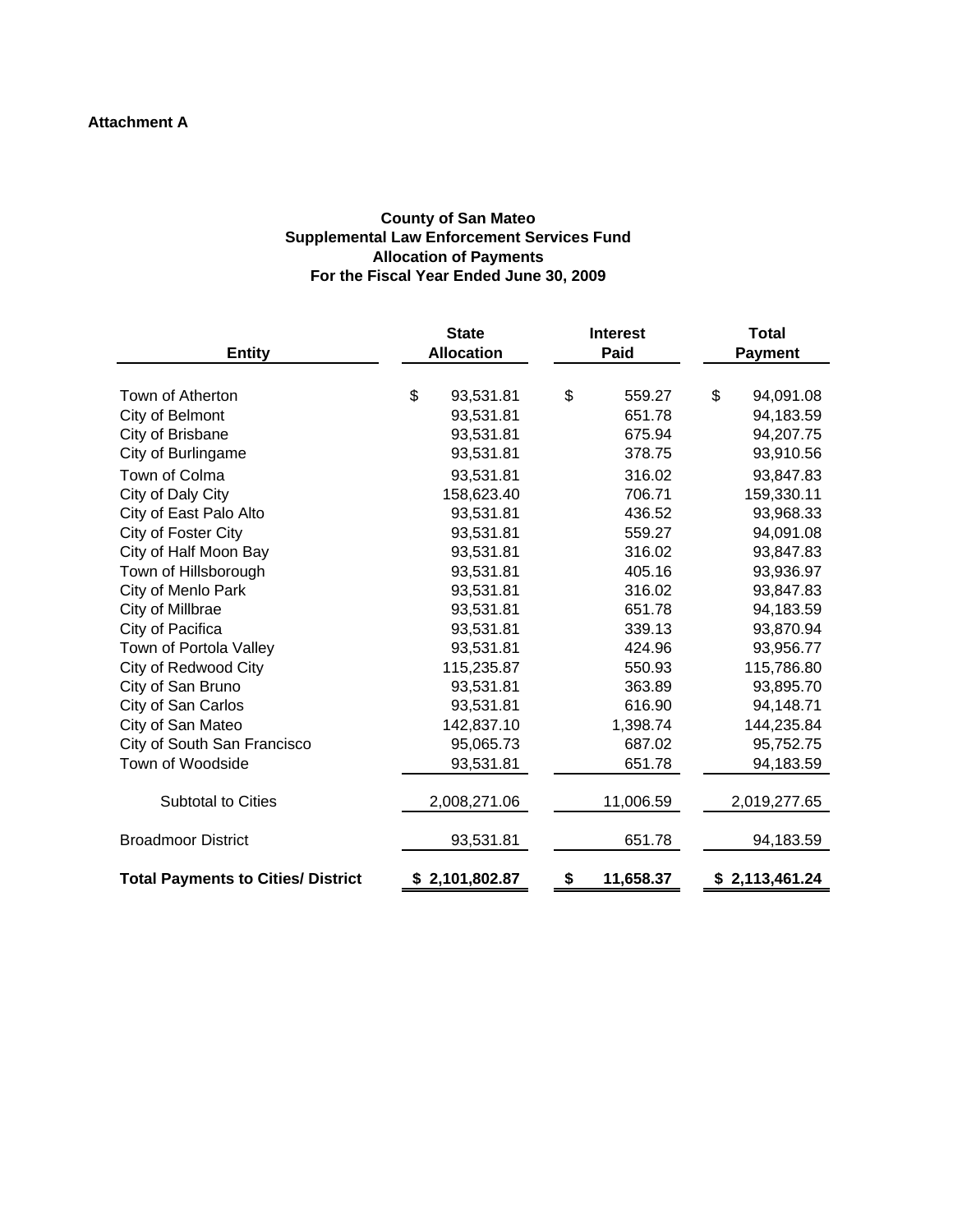**Attachment A**

**County of San Mateo**
**Supplemental Law Enforcement Services Fund**
**Allocation of Payments**
**For the Fiscal Year Ended June 30, 2009**

| Entity | State Allocation | Interest Paid | Total Payment |
|---|---|---|---|
| Town of Atherton | $ 93,531.81 | $ 559.27 | $ 94,091.08 |
| City of Belmont | 93,531.81 | 651.78 | 94,183.59 |
| City of Brisbane | 93,531.81 | 675.94 | 94,207.75 |
| City of Burlingame | 93,531.81 | 378.75 | 93,910.56 |
| Town of Colma | 93,531.81 | 316.02 | 93,847.83 |
| City of Daly City | 158,623.40 | 706.71 | 159,330.11 |
| City of East Palo Alto | 93,531.81 | 436.52 | 93,968.33 |
| City of Foster City | 93,531.81 | 559.27 | 94,091.08 |
| City of Half Moon Bay | 93,531.81 | 316.02 | 93,847.83 |
| Town of Hillsborough | 93,531.81 | 405.16 | 93,936.97 |
| City of Menlo Park | 93,531.81 | 316.02 | 93,847.83 |
| City of Millbrae | 93,531.81 | 651.78 | 94,183.59 |
| City of Pacifica | 93,531.81 | 339.13 | 93,870.94 |
| Town of Portola Valley | 93,531.81 | 424.96 | 93,956.77 |
| City of Redwood City | 115,235.87 | 550.93 | 115,786.80 |
| City of San Bruno | 93,531.81 | 363.89 | 93,895.70 |
| City of San Carlos | 93,531.81 | 616.90 | 94,148.71 |
| City of San Mateo | 142,837.10 | 1,398.74 | 144,235.84 |
| City of South San Francisco | 95,065.73 | 687.02 | 95,752.75 |
| Town of Woodside | 93,531.81 | 651.78 | 94,183.59 |
| Subtotal to Cities | 2,008,271.06 | 11,006.59 | 2,019,277.65 |
| Broadmoor District | 93,531.81 | 651.78 | 94,183.59 |
| **Total Payments to Cities/ District** | **$ 2,101,802.87** | **$ 11,658.37** | **$ 2,113,461.24** |